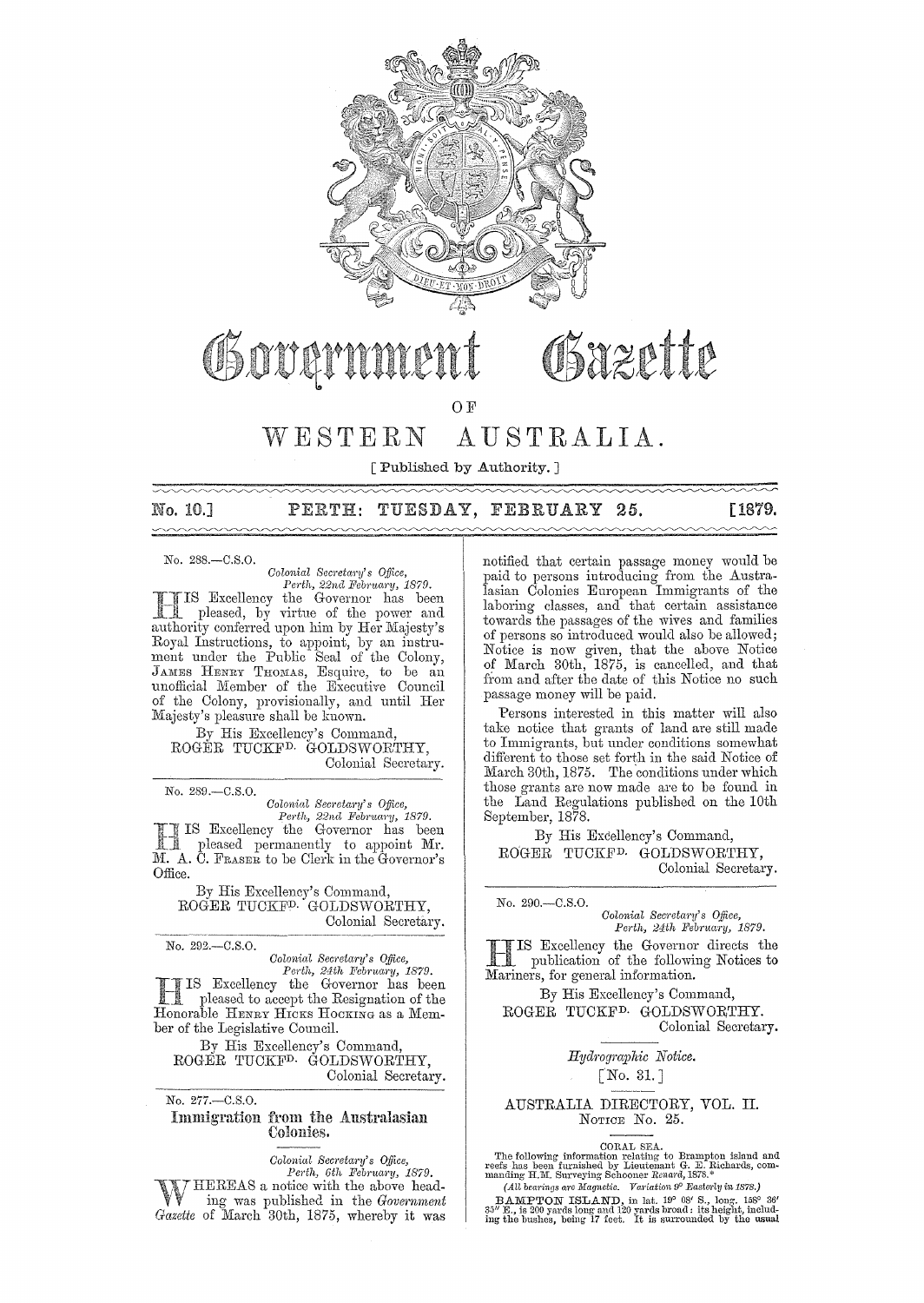# Government Gazette

OF

# WESTERN AUSTRALIA.

[ Published by Authority. ]

**No. 10.] PERTH: TUESDAY, FEBRUARY 25. [1879.**

No. 288.—C.S.O.

*Colonial Secretary's Office,*
*Perth, 22nd February, 1879.*

HIS Excellency the Governor has been pleased, by virtue of the power and authority conferred upon him by Her Majesty's Royal Instructions, to appoint, by an instrument under the Public Seal of the Colony, JAMES HENRY THOMAS, Esquire, to be an unofficial Member of the Executive Council of the Colony, provisionally, and until Her Majesty's pleasure shall be known.

By His Excellency's Command,
ROGER TUCKF[D]. GOLDSWORTHY,
Colonial Secretary.

No. 289.—C.S.O.

*Colonial Secretary's Office,*
*Perth, 22nd February, 1879.*

HIS Excellency the Governor has been pleased permanently to appoint Mr. M. A. C. FRASER to be Clerk in the Governor's Office.

By His Excellency's Command,
ROGER TUCKF[D]. GOLDSWORTHY,
Colonial Secretary.

No. 292.—C.S.O.

*Colonial Secretary's Office,*
*Perth, 24th February, 1879.*

HIS Excellency the Governor has been pleased to accept the Resignation of the Honorable HENRY HICKS HOCKING as a Member of the Legislative Council.

By His Excellency's Command,
ROGER TUCKF[D]. GOLDSWORTHY,
Colonial Secretary.

No. 277.—C.S.O.

## Immigration from the Australasian Colonies.

*Colonial Secretary's Office,*
*Perth, 6th February, 1879.*

WHEREAS a notice with the above heading was published in the *Government Gazette* of March 30th, 1875, whereby it was notified that certain passage money would be paid to persons introducing from the Australasian Colonies European Immigrants of the laboring classes, and that certain assistance towards the passages of the wives and families of persons so introduced would also be allowed; Notice is now given, that the above Notice of March 30th, 1875, is cancelled, and that from and after the date of this Notice no such passage money will be paid.

Persons interested in this matter will also take notice that grants of land are still made to Immigrants, but under conditions somewhat different to those set forth in the said Notice of March 30th, 1875. The conditions under which those grants are now made are to be found in the Land Regulations published on the 10th September, 1878.

By His Excellency's Command,
ROGER TUCKF[D]. GOLDSWORTHY,
Colonial Secretary.

No. 290.—C.S.O.

*Colonial Secretary's Office,*
*Perth, 24th February, 1879.*

HIS Excellency the Governor directs the publication of the following Notices to Mariners, for general information.

By His Excellency's Command,
ROGER TUCKF[D]. GOLDSWORTHY.
Colonial Secretary.

*Hydrographic Notice.*

[No. 31.]

AUSTRALIA DIRECTORY, VOL. II.
NOTICE No. 25.

CORAL SEA.

The following information relating to Brampton island and reefs has been furnished by Lieutenant G. E. Richards, commanding H.M. Surveying Schooner *Renard*, 1878.*

*(All bearings are Magnetic. Variation 9° Easterly in 1878.)*

BAMPTON ISLAND, in lat. 19° 08′ S., long. 158° 36′ 35″ E., is 200 yards long and 120 yards broad: its height, including the bushes, being 17 feet. It is surrounded by the usual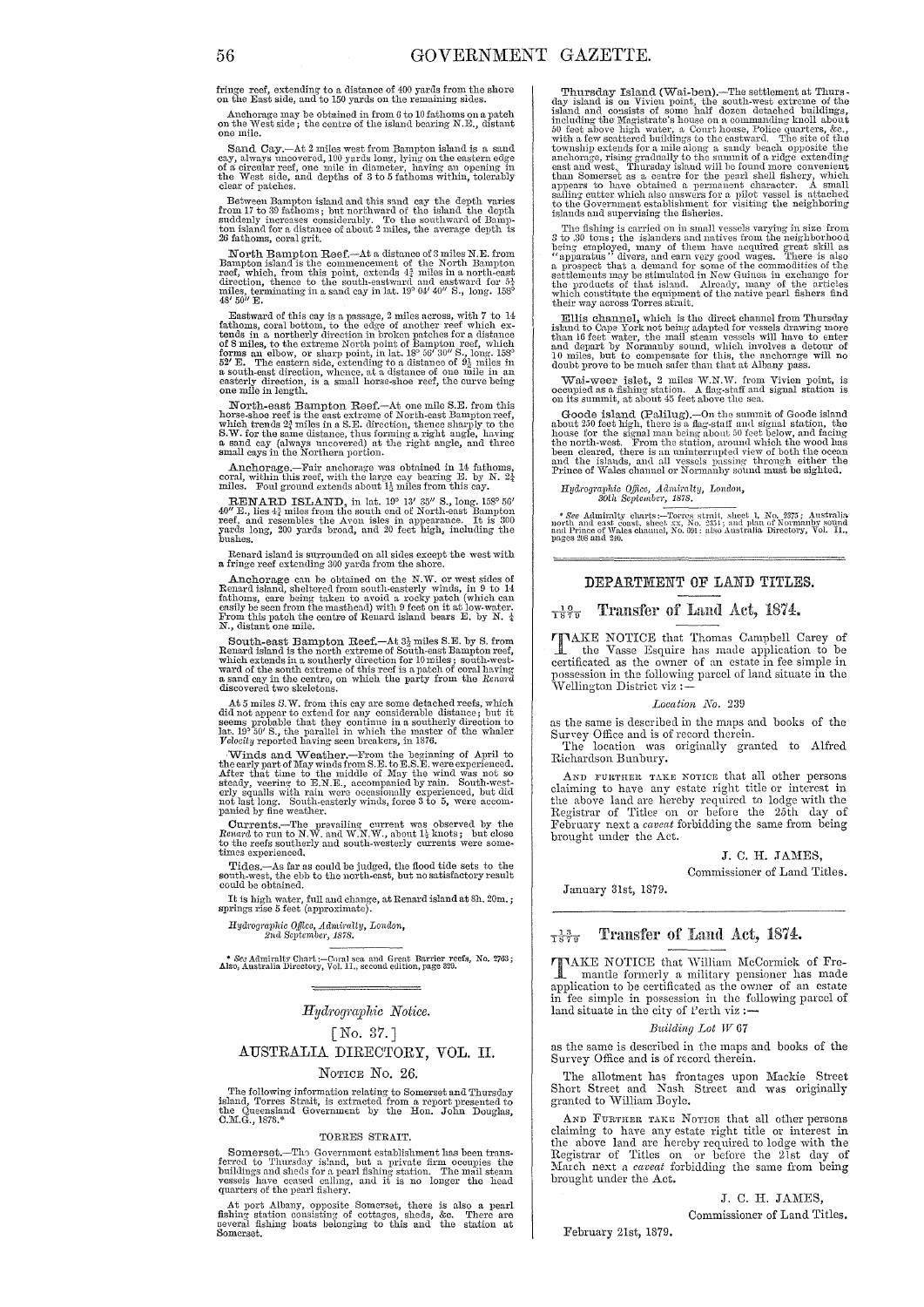fringe reef, extending to a distance of 400 yards from the shore on the East side, and to 150 yards on the remaining sides.

Anchorage may be obtained in from 6 to 10 fathoms on a patch on the West side; the centre of the island bearing N.E., distant one mile.

**Sand Cay.**—At 2 miles west from Bampton island is a sand cay, always uncovered, 100 yards long, lying on the eastern edge of a circular reef, one mile in diameter, having an opening in the West side, and depths of 3 to 5 fathoms within, tolerably clear of patches.

Between Bampton island and this sand cay the depth varies from 17 to 30 fathoms; but northward of the island the depth suddenly increases considerably. To the southward of Bampton island for a distance of about 2 miles, the average depth is 26 fathoms, coral grit.

**North Bampton Reef.**—At a distance of 3 miles N.E. from Bampton island is the commencement of the North Bampton reef, which, from this point, extends 4½ miles in a north-east direction, thence to the south-eastward and eastward for 5½ miles, terminating in a sand cay in lat. 19° 04′ 40″ S., long. 158° 48′ 50″ E.

Eastward of this cay is a passage, 2 miles across, with 7 to 14 fathoms, coral bottom, to the edge of another reef which extends in a northerly direction in broken patches for a distance of 8 miles, to the extreme North point of Bampton reef, which forms an elbow, or sharp point, in lat. 18° 50′ 30″ S., long. 158° 52′ E. The eastern side, extending to a distance of 9½ miles in a south-east direction, whence, at a distance of one mile in an easterly direction, is a small horse-shoe reef, the curve being one mile in length.

**North-east Bampton Reef.**—At one mile S.E. from this horse-shoe reef is the east extreme of North-east Bampton reef, which trends 2½ miles in a S.E. direction, thence sharply to the S.W. for the same distance, thus forming a right angle, having a sand cay (always uncovered) at the right angle, and three small cays in the Northern portion.

**Anchorage.**—Fair anchorage was obtained in 14 fathoms, coral, within this reef, with the large cay bearing E. by N. 2½ miles. Foul ground extends about 1½ miles from this cay.

**RENARD ISLAND**, in lat. 19° 13′ 35″ S., long. 158° 56′ 40″ E., lies 4½ miles from the south end of North-east Bampton reef, and resembles the Avon isles in appearance. It is 300 yards long, 200 yards broad, and 20 feet high, including the bushes.

Renard island is surrounded on all sides except the west with a fringe reef extending 300 yards from the shore.

**Anchorage** can be obtained on the N.W. or west sides of Renard island, sheltered from south-easterly winds, in 9 to 14 fathoms, care being taken to avoid a rocky patch (which can easily be seen from the masthead) with 9 feet on it at low-water. From this patch the centre of Renard island bears E. by N. ¼ N., distant one mile.

**South-east Bampton Reef.**—At 3½ miles S.E. by S. from Renard island is the north extreme of South-east Bampton reef, which extends in a southerly direction for 10 miles; south-westward of the south extreme of this reef is a patch of coral having a sand cay in the centre, on which the party from the *Renard* discovered two skeletons.

At 5 miles S.W. from this cay are some detached reefs, which did not appear to extend for any considerable distance; but it seems probable that they continue in a southerly direction to lat. 19° 50′ S., the parallel in which the master of the whaler *Velocity* reported having seen breakers, in 1876.

**Winds and Weather.**—From the beginning of April to the early part of May winds from S.E. to E.S.E. were experienced. After that time to the middle of May the wind was not so steady, veering to E.N.E., accompanied by rain. South-westerly squalls with rain were occasionally experienced, but did not last long. South-easterly winds, force 3 to 5, were accompanied by fine weather.

**Currents.**—The prevailing current was observed by the *Renard* to run to N.W. and W.N.W., about 1½ knots; but close to the reefs southerly and south-westerly currents were sometimes experienced.

**Tides.**—As far as could be judged, the flood tide sets to the south-west, the ebb to the north-east, but no satisfactory result could be obtained.

It is high water, full and change, at Renard island at 8h. 20m.; springs rise 5 feet (approximate).

*Hydrographic Office, Admiralty, London,*
*2nd September, 1878.*

\* *See* Admiralty Chart:—Coral sea and Great Barrier reefs, No. 2763; Also, Australia Directory, Vol. II., second edition, page 329.

---

## *Hydrographic Notice.*

### [No. 37.]

## AUSTRALIA DIRECTORY, VOL. II.

### Notice No. 26.

The following information relating to Somerset and Thursday island, Torres Strait, is extracted from a report presented to the Queensland Government by the Hon. John Douglas, C.M.G., 1878.*

#### TORRES STRAIT.

**Somerset.**—The Government establishment has been transferred to Thursday island, but a private firm occupies the buildings and sheds for a pearl fishing station. The mail steam vessels have ceased calling, and it is no longer the head quarters of the pearl fishery.

At port Albany, opposite Somerset, there is also a pearl fishing station consisting of cottages, sheds, &c. There are several fishing boats belonging to this and the station at Somerset.

**Thursday Island (Wai-ben).**—The settlement at Thursday island is on Vivien point, the south-west extreme of the island and consists of some half dozen detached buildings, including the Magistrate's house on a commanding knoll about 50 feet above high water, a Court house, Police quarters, &c., with a few scattered buildings to the eastward. The site of the township extends for a mile along a sandy beach opposite the anchorage, rising gradually to the summit of a ridge extending east and west. Thursday island will be found more convenient than Somerset as a centre for the pearl shell fishery, which appears to have obtained a permanent character. A small sailing cutter which also answers for a pilot vessel is attached to the Government establishment for visiting the neighboring islands and supervising the fisheries.

The fishing is carried on in small vessels varying in size from 3 to 30 tons; the islanders and natives from the neighborhood being employed, many of them have acquired great skill as "apparatus" divers, and earn very good wages. There is also a prospect that a demand for some of the commodities of the settlements may be stimulated in New Guinea in exchange for the products of that island. Already, many of the articles which constitute the equipment of the native pearl fishers find their way across Torres strait.

**Ellis channel**, which is the direct channel from Thursday island to Cape York not being adapted for vessels drawing more than 16 feet water, the mail steam vessels will have to enter and depart by Normanby sound, which involves a detour of 10 miles, but to compensate for this, the anchorage will no doubt prove to be much safer than that at Albany pass.

**Wai-weer islet**, 2 miles W.N.W. from Vivien point, is occupied as a fishing station. A flag-staff and signal station is on its summit, at about 45 feet above the sea.

**Goode island (Palilug).**—On the summit of Goode island about 230 feet high, there is a flag-staff and signal station, the house for the signal man being about 50 feet below, and facing the north-west. From the station, around which the wood has been cleared, there is an uninterrupted view of both the ocean and the islands, and all vessels passing through either the Prince of Wales channel or Normanby sound must be sighted.

*Hydrographic Office, Admiralty, London,*
*30th September, 1878.*

\* *See* Admiralty charts:—Torres strait, sheet 1, No. 2375; Australia north and east coast, sheet xx, No. 2354; and plan of Normanby sound and Prince of Wales channel, No. 691: also Australia Directory, Vol. II., pages 308 and 310.

---

## DEPARTMENT OF LAND TITLES.

### $\frac{10}{1879}$ Transfer of Land Act, 1874.

TAKE NOTICE that Thomas Campbell Carey of the Vasse Esquire has made application to be certificated as the owner of an estate in fee simple in possession in the following parcel of land situate in the Wellington District viz:—

*Location No. 239*

as the same is described in the maps and books of the Survey Office and is of record therein.

The location was originally granted to Alfred Richardson Bunbury.

AND FURTHER TAKE NOTICE that all other persons claiming to have any estate right title or interest in the above land are hereby required to lodge with the Registrar of Titles on or before the 25th day of February next a *caveat* forbidding the same from being brought under the Act.

J. C. H. JAMES,
Commissioner of Land Titles.

January 31st, 1879.

---

### $\frac{13}{1879}$ Transfer of Land Act, 1874.

TAKE NOTICE that William McCormick of Fremantle formerly a military pensioner has made application to be certificated as the owner of an estate in fee simple in possession in the following parcel of land situate in the city of Perth viz:—

*Building Lot W 67*

as the same is described in the maps and books of the Survey Office and is of record therein.

The allotment has frontages upon Mackie Street Short Street and Nash Street and was originally granted to William Boyle.

AND FURTHER TAKE NOTICE that all other persons claiming to have any estate right title or interest in the above land are hereby required to lodge with the Registrar of Titles on or before the 21st day of March next a *caveat* forbidding the same from being brought under the Act.

J. C. H. JAMES,
Commissioner of Land Titles.

February 21st, 1879.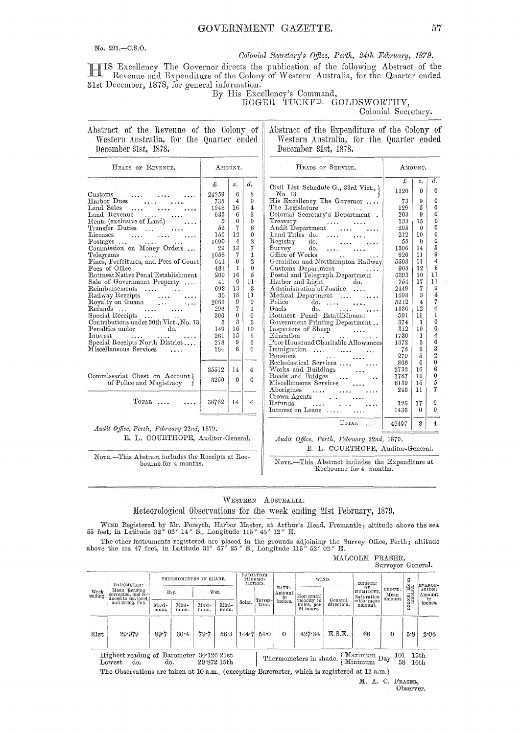No. 291.—C.S.O.

*Colonial Secretary's Office, Perth, 24th February, 1879.*

HIS Excellency The Governor directs the publication of the following Abstract of the Revenue and Expenditure of the Colony of Western Australia, for the Quarter ended 31st December, 1878, for general information.

By His Excellency's Command,

ROGER TUCKFD. GOLDSWORTHY,
Colonial Secretary.

## Abstract of the Revenue of the Colony of Western Australia, for the Quarter ended December 31st, 1878.

| Heads of Revenue. | £ | s. | d. |
|---|---|---|---|
| Customs | 24259 | 6 | 8 |
| Harbor Dues | 735 | 4 | 0 |
| Land Sales | 1248 | 16 | 4 |
| Land Revenue | 635 | 6 | 3 |
| Rents (exclusive of Land) | 5 | 0 | 0 |
| Transfer Duties | 52 | 7 | 6 |
| Licenses | 150 | 12 | 0 |
| Postages | 1690 | 4 | 2 |
| Commission on Money Orders | 29 | 13 | 7 |
| Telegrams | 1058 | 7 | 1 |
| Fines, Forfeitures, and Fees of Court | 644 | 9 | 2 |
| Fees of Office | 481 | 1 | 0 |
| Rottnest Native Penal Establishment | 209 | 16 | 5 |
| Sale of Government Property | 41 | 9 | 11 |
| Reimbursements | 693 | 13 | 3 |
| Railway Receipts | 36 | 18 | 11 |
| Royalty on Guano | 2066 | 9 | 9 |
| Refunds | 296 | 7 | 1 |
| Special Receipts | 300 | 0 | 0 |
| Contributions under 30th Vict., No. 13 | 3 | 3 | 3 |
| Penalties under do. | 149 | 16 | 10 |
| Interest | 261 | 15 | 5 |
| Special Receipts North District | 278 | 9 | 3 |
| Miscellaneous Services | 184 | 6 | 6 |
| | 35512 | 14 | 4 |
| Commissariat Chest on Account of Police and Magistracy | 3250 | 0 | 0 |
| TOTAL | 38762 | 14 | 4 |

*Audit Office, Perth, February 22nd, 1879.*

E. L. COURTHOPE, Auditor-General.

NOTE.—This Abstract includes the Receipts at Roebourne for 4 months.

## Abstract of the Expenditure of the Colony of Western Australia, for the Quarter ended December 31st, 1878.

| Heads of Service. | £ | s. | d. |
|---|---|---|---|
| Civil List Schedule G., 33rd Vict., No. 13 | 1120 | 0 | 0 |
| His Excellency The Governor | 73 | 9 | 0 |
| The Legislature | 129 | 5 | 0 |
| Colonial Secretary's Department | 203 | 9 | 0 |
| Treasury | 133 | 15 | 0 |
| Audit Department | 205 | 0 | 0 |
| Land Titles do. | 212 | 10 | 0 |
| Registry do. | 55 | 0 | 0 |
| Survey do. | 1306 | 14 | 5 |
| Office of Works | 820 | 11 | 9 |
| Geraldton and Northampton Railway | 5503 | 11 | 4 |
| Customs Department | 908 | 12 | 5 |
| Postal and Telegraph Department | 6393 | 10 | 11 |
| Harbor and Light do. | 754 | 17 | 11 |
| Administration of Justice | 2449 | 7 | 9 |
| Medical Department | 1698 | 3 | 4 |
| Police do. | 5212 | 4 | 7 |
| Gaols do. | 1336 | 12 | 4 |
| Rottnest Penal Establishment | 501 | 19 | 1 |
| Government Printing Department | 374 | 1 | 0 |
| Inspectors of Sheep | 312 | 10 | 0 |
| Education | 1730 | 1 | 4 |
| Poor House and Charitable Allowances | 1372 | 3 | 6 |
| Immigration | 75 | 2 | 3 |
| Pensions | 279 | 5 | 2 |
| Ecclesiastical Services | 866 | 0 | 0 |
| Works and Buildings | 2732 | 16 | 6 |
| Roads and Bridges | 1787 | 10 | 0 |
| Miscellaneous Services | 6139 | 15 | 5 |
| Aborigines | 246 | 11 | 7 |
| Crown Agents | | | |
| Refunds | 126 | 17 | 9 |
| Interest on Loans | 1436 | 0 | 0 |
| TOTAL | 46497 | 8 | 4 |

*Audit Office, Perth, February 22nd, 1879.*

E. L. COURTHOPE, Auditor-General.

NOTE.—This Abstract includes the Expenditure at Roebourne for 4 months.

---

WESTERN AUSTRALIA.

## Meteorological Observations for the week ending 21st February, 1879.

WIND Registered by Mr. Forsyth, Harbor Master, at Arthur's Head, Fremantle; altitude above the sea 55 feet, in Latitude 32° 02′ 14″ S., Longitude 115° 45′ 12″ E.

The other instruments registered are placed in the grounds adjoining the Survey Office, Perth; altitude above the sea 47 feet, in Latitude 31° 57′ 25″ S., Longitude 115° 52′ 02″ E.

MALCOLM FRASER,
Surveyor General.

| Week ending. | Barometer: Mean Reading corrected, and reduced to sea level, and 32 deg. Fah. | Thermometers in Shade. Dry. Maximum. | Dry. Minimum. | Wet. Maximum. | Wet. Minimum. | Radiation Thermometers. Solar. | Terrestrial. | Rain: Amount in inches. | Wind. Horizontal velocity in miles, per 24 hours. | General direction. | Degree of Humidity, Saturation =100: mean amount. | Cloud: Mean amount. | Ozone: Mean amount. | Evaporation: Amount in inches. |
|---|---|---|---|---|---|---|---|---|---|---|---|---|---|---|
| 21st | 29·979 | 89·7 | 60·4 | 79·7 | 56·3 | 144·7 | 54·0 | 0 | 427·34 | E.S.E. | 66 | 0 | 5·8 | 2·04 |

Highest reading of Barometer 30·126 21st
Lowest do. do. 29·872 15th

Thermometers in shade. Maximum Day 101 15th; Minimum 58 16th

The Observations are taken at 10 a.m., (excepting Barometer, which is registered at 12 a.m.)

M. A. C. FRASER,
Observer.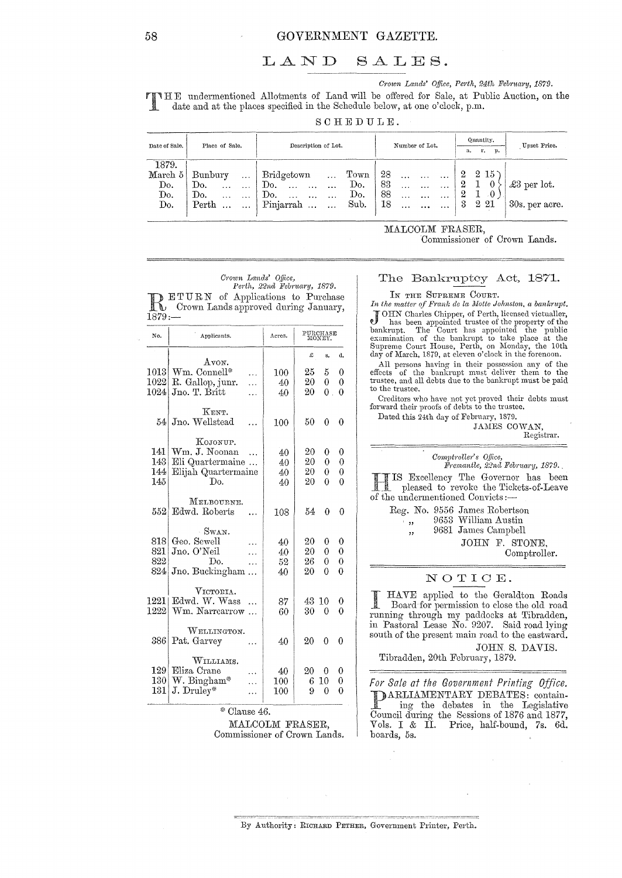# LAND SALES.

*Crown Lands' Office, Perth, 24th February, 1879.*

THE undermentioned Allotments of Land will be offered for Sale, at Public Auction, on the date and at the places specified in the Schedule below, at one o'clock, p.m.

SCHEDULE.

| Date of Sale. | Place of Sale. | Description of Lot. | | Number of Lot. | Quantity. a. r. p. | Upset Price. |
|---|---|---|---|---|---|---|
| 1879. | | | | | | |
| March 5 | Bunbury ... | Bridgetown ... | Town | 28 ... ... ... | 2 2 15 | £3 per lot. |
| Do. | Do. ... ... | Do. ... ... ... | Do. | 83 ... ... ... | 2 1 0 | |
| Do. | Do. ... ... | Do. ... ... ... | Do. | 88 ... ... ... | 2 1 0 | |
| Do. | Perth ... ... | Pinjarrah ... ... | Sub. | 18 ... ... ... | 3 2 21 | 30s. per acre. |

MALCOLM FRASER,
Commissioner of Crown Lands.

---

*Crown Lands' Office,*
*Perth, 22nd February, 1879.*

RETURN of Applications to Purchase Crown Lands approved during January, 1879:—

| No. | Applicants. | Acres. | Purchase Money. £ | s. | d. |
|---|---|---|---|---|---|
| | AVON. | | | | |
| 1013 | Wm. Connell* ... | 100 | 25 | 5 | 0 |
| 1022 | R. Gallop, junr. ... | 40 | 20 | 0 | 0 |
| 1024 | Jno. T. Britt ... | 40 | 20 | 0 | 0 |
| | KENT. | | | | |
| 54 | Jno. Wellstead ... | 100 | 50 | 0 | 0 |
| | KOJONUP. | | | | |
| 141 | Wm. J. Noonan ... | 40 | 20 | 0 | 0 |
| 143 | Eli Quartermaine ... | 40 | 20 | 0 | 0 |
| 144 | Elijah Quartermaine | 40 | 20 | 0 | 0 |
| 145 | Do. | 40 | 20 | 0 | 0 |
| | MELBOURNE. | | | | |
| 552 | Edwd. Roberts ... | 108 | 54 | 0 | 0 |
| | SWAN. | | | | |
| 818 | Geo. Sewell ... | 40 | 20 | 0 | 0 |
| 821 | Jno. O'Neil ... | 40 | 20 | 0 | 0 |
| 822 | Do. ... | 52 | 26 | 0 | 0 |
| 824 | Jno. Buckingham ... | 40 | 20 | 0 | 0 |
| | VICTORIA. | | | | |
| 1221 | Edwd. W. Wass ... | 87 | 43 | 10 | 0 |
| 1222 | Wm. Narrcarrow ... | 60 | 30 | 0 | 0 |
| | WELLINGTON. | | | | |
| 386 | Pat. Garvey ... | 40 | 20 | 0 | 0 |
| | WILLIAMS. | | | | |
| 129 | Eliza Crane ... | 40 | 20 | 0 | 0 |
| 130 | W. Bingham* ... | 100 | 6 | 10 | 0 |
| 131 | J. Druley* ... | 100 | 9 | 0 | 0 |

\* Clause 46.

MALCOLM FRASER,
Commissioner of Crown Lands.

---

## The Bankruptcy Act, 1871.

IN THE SUPREME COURT.

*In the matter of Frank de la Motte Johnston, a bankrupt.*

JOHN Charles Chipper, of Perth, licensed victualler, has been appointed trustee of the property of the bankrupt. The Court has appointed the public examination of the bankrupt to take place at the Supreme Court House, Perth, on Monday, the 10th day of March, 1879, at eleven o'clock in the forenoon.

All persons having in their possession any of the effects of the bankrupt must deliver them to the trustee, and all debts due to the bankrupt must be paid to the trustee.

Creditors who have not yet proved their debts must forward their proofs of debts to the trustee.

Dated this 24th day of February, 1879.

JAMES COWAN,
Registrar.

---

*Comptroller's Office,*
*Fremantle, 22nd February, 1879.*

HIS Excellency The Governor has been pleased to revoke the Tickets-of-Leave of the undermentioned Convicts:—

Reg. No. 9556 James Robertson
" 9653 William Austin
" 9681 James Campbell

JOHN F. STONE,
Comptroller.

---

## NOTICE.

I HAVE applied to the Geraldton Roads Board for permission to close the old road running through my paddocks at Tibradden, in Pastoral Lease No. 9207. Said road lying south of the present main road to the eastward.

JOHN S. DAVIS.

Tibradden, 20th February, 1879.

---

*For Sale at the Government Printing Office.*

PARLIAMENTARY DEBATES: containing the debates in the Legislative Council during the Sessions of 1876 and 1877, Vols. I & II. Price, half-bound, 7s. 6d. boards, 5s.

---

By Authority: RICHARD PETHER, Government Printer, Perth.